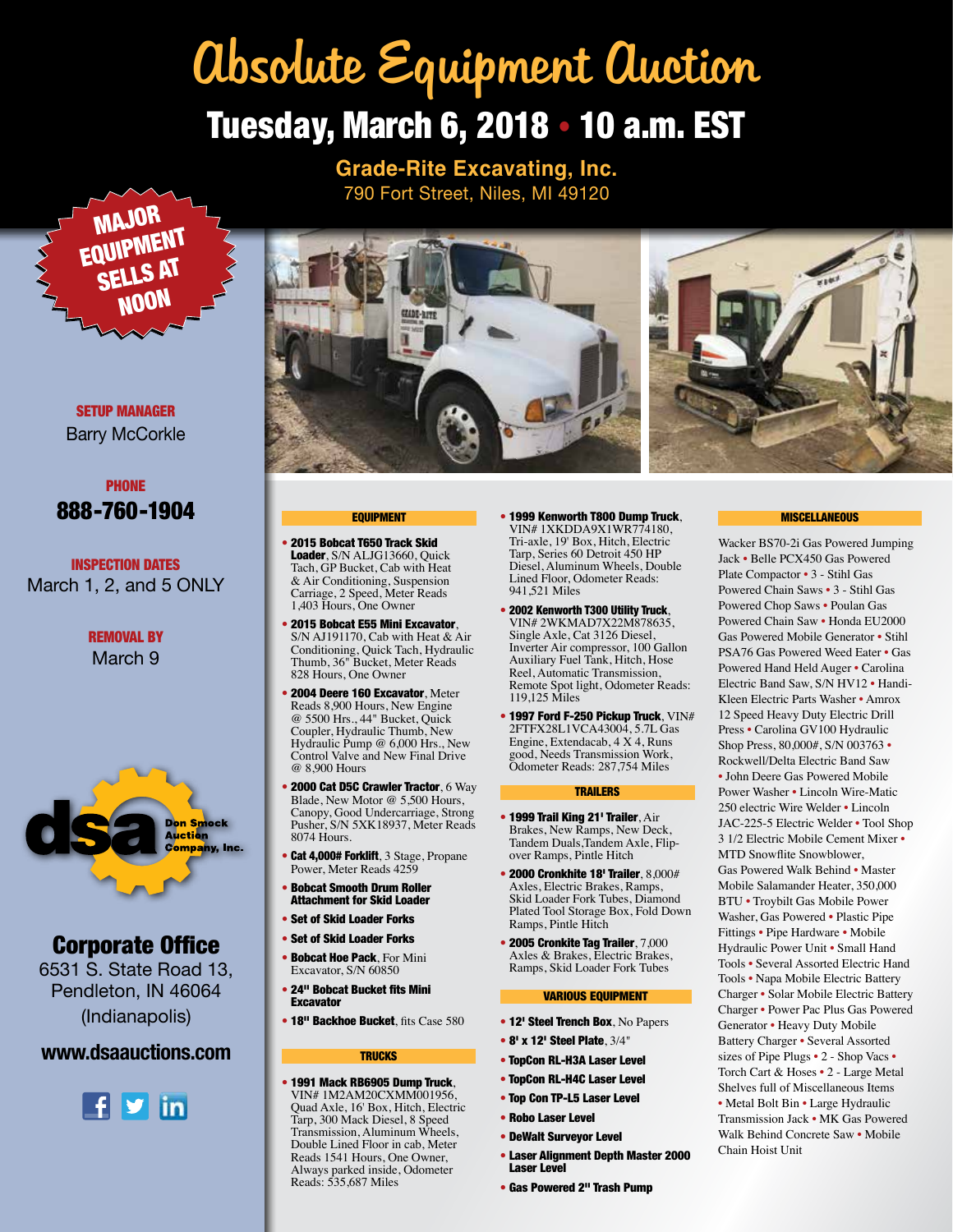# Absolute Equipment Auction

## Tuesday, March 6, 2018 • 10 a.m. EST

**Grade-Rite Excavating, Inc.**
790 Fort Street, Niles, MI 49120

**MAJOR EQUIPMENT SELLS AT NOON**

**SETUP MANAGER**
Barry McCorkle

**PHONE**
**888-760-1904**

**INSPECTION DATES**
March 1, 2, and 5 ONLY

**REMOVAL BY**
March 9

dsa Don Smock Auction Company, Inc.

**Corporate Office**
6531 S. State Road 13,
Pendleton, IN 46064
(Indianapolis)

**www.dsaauctions.com**

### EQUIPMENT

- **2015 Bobcat T650 Track Skid Loader**, S/N ALJG13660, Quick Tach, GP Bucket, Cab with Heat & Air Conditioning, Suspension Carriage, 2 Speed, Meter Reads 1,403 Hours, One Owner
- **2015 Bobcat E55 Mini Excavator**, S/N AJ191170, Cab with Heat & Air Conditioning, Quick Tach, Hydraulic Thumb, 36" Bucket, Meter Reads 828 Hours, One Owner
- **2004 Deere 160 Excavator**, Meter Reads 8,900 Hours, New Engine @ 5500 Hrs., 44" Bucket, Quick Coupler, Hydraulic Thumb, New Hydraulic Pump @ 6,000 Hrs., New Control Valve and New Final Drive @ 8,900 Hours
- **2000 Cat D5C Crawler Tractor**, 6 Way Blade, New Motor @ 5,500 Hours, Canopy, Good Undercarriage, Strong Pusher, S/N 5XK18937, Meter Reads 8074 Hours.
- **Cat 4,000# Forklift**, 3 Stage, Propane Power, Meter Reads 4259
- **Bobcat Smooth Drum Roller Attachment for Skid Loader**
- **Set of Skid Loader Forks**
- **Set of Skid Loader Forks**
- **Bobcat Hoe Pack**, For Mini Excavator, S/N 60850
- **24" Bobcat Bucket fits Mini Excavator**
- **18" Backhoe Bucket**, fits Case 580

### TRUCKS

- **1991 Mack RB6905 Dump Truck**, VIN# 1M2AM20CXMM001956, Quad Axle, 16' Box, Hitch, Electric Tarp, 300 Mack Diesel, 8 Speed Transmission, Aluminum Wheels, Double Lined Floor in cab, Meter Reads 1541 Hours, One Owner, Always parked inside, Odometer Reads: 535,687 Miles
- **1999 Kenworth T800 Dump Truck**, VIN# 1XKDDA9X1WR774180, Tri-axle, 19' Box, Hitch, Electric Tarp, Series 60 Detroit 450 HP Diesel, Aluminum Wheels, Double Lined Floor, Odometer Reads: 941,521 Miles
- **2002 Kenworth T300 Utility Truck**, VIN# 2WKMAD7X22M878635, Single Axle, Cat 3126 Diesel, Inverter Air compressor, 100 Gallon Auxiliary Fuel Tank, Hitch, Hose Reel, Automatic Transmission, Remote Spot light, Odometer Reads: 119,125 Miles
- **1997 Ford F-250 Pickup Truck**, VIN# 2FTFX28L1VCA43004, 5.7L Gas Engine, Extendacab, 4 X 4, Runs good, Needs Transmission Work, Odometer Reads: 287,754 Miles

### TRAILERS

- **1999 Trail King 21' Trailer**, Air Brakes, New Ramps, New Deck, Tandem Duals,Tandem Axle, Flip-over Ramps, Pintle Hitch
- **2000 Cronkhite 18' Trailer**, 8,000# Axles, Electric Brakes, Ramps, Skid Loader Fork Tubes, Diamond Plated Tool Storage Box, Fold Down Ramps, Pintle Hitch
- **2005 Cronkite Tag Trailer**, 7,000 Axles & Brakes, Electric Brakes, Ramps, Skid Loader Fork Tubes

### VARIOUS EQUIPMENT

- **12' Steel Trench Box**, No Papers
- **8' x 12' Steel Plate**, 3/4"
- **TopCon RL-H3A Laser Level**
- **TopCon RL-H4C Laser Level**
- **Top Con TP-L5 Laser Level**
- **Robo Laser Level**
- **DeWalt Surveyor Level**
- **Laser Alignment Depth Master 2000 Laser Level**
- **Gas Powered 2" Trash Pump**

### MISCELLANEOUS

Wacker BS70-2i Gas Powered Jumping Jack • Belle PCX450 Gas Powered Plate Compactor • 3 - Stihl Gas Powered Chain Saws • 3 - Stihl Gas Powered Chop Saws • Poulan Gas Powered Chain Saw • Honda EU2000 Gas Powered Mobile Generator • Stihl PSA76 Gas Powered Weed Eater • Gas Powered Hand Held Auger • Carolina Electric Band Saw, S/N HV12 • Handi-Kleen Electric Parts Washer • Amrox 12 Speed Heavy Duty Electric Drill Press • Carolina GV100 Hydraulic Shop Press, 80,000#, S/N 003763 • Rockwell/Delta Electric Band Saw • John Deere Gas Powered Mobile Power Washer • Lincoln Wire-Matic 250 electric Wire Welder • Lincoln JAC-225-5 Electric Welder • Tool Shop 3 1/2 Electric Mobile Cement Mixer • MTD Snowflite Snowblower, Gas Powered Walk Behind • Master Mobile Salamander Heater, 350,000 BTU • Troybilt Gas Mobile Power Washer, Gas Powered • Plastic Pipe Fittings • Pipe Hardware • Mobile Hydraulic Power Unit • Small Hand Tools • Several Assorted Electric Hand Tools • Napa Mobile Electric Battery Charger • Solar Mobile Electric Battery Charger • Power Pac Plus Gas Powered Generator • Heavy Duty Mobile Battery Charger • Several Assorted sizes of Pipe Plugs • 2 - Shop Vacs • Torch Cart & Hoses • 2 - Large Metal Shelves full of Miscellaneous Items • Metal Bolt Bin • Large Hydraulic Transmission Jack • MK Gas Powered Walk Behind Concrete Saw • Mobile Chain Hoist Unit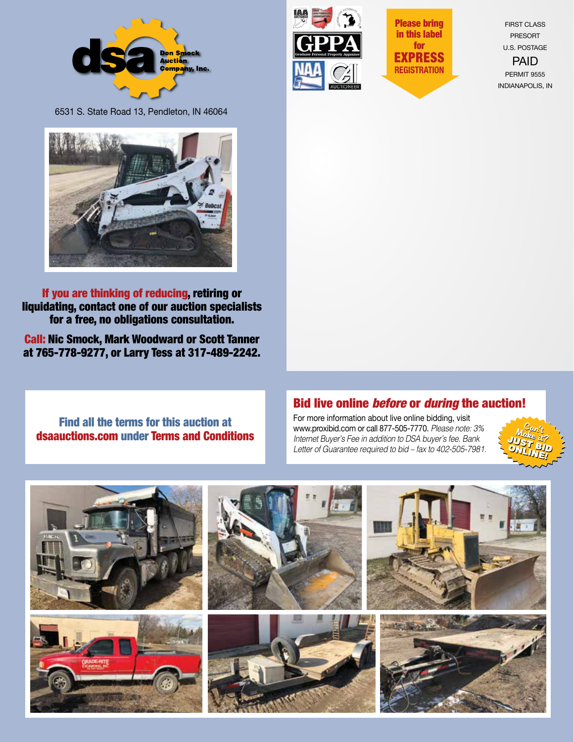dsa Don Smock Auction Company, Inc.

6531 S. State Road 13, Pendleton, IN 46064

IAA AUCTIONEER · GPPA Graduate Personal Property Appraiser · NAA · CAI AUCTIONEER

**Please bring in this label for EXPRESS REGISTRATION**

FIRST CLASS
PRESORT
U.S. POSTAGE
PAID
PERMIT 9555
INDIANAPOLIS, IN

**If you are thinking of reducing, retiring or liquidating, contact one of our auction specialists for a free, no obligations consultation.**

**Call: Nic Smock, Mark Woodward or Scott Tanner at 765-778-9277, or Larry Tess at 317-489-2242.**

**Find all the terms for this auction at dsaauctions.com under Terms and Conditions**

## Bid live online *before* or *during* the auction!

For more information about live online bidding, visit www.proxibid.com or call 877-505-7770. *Please note: 3% Internet Buyer's Fee in addition to DSA buyer's fee. Bank Letter of Guarantee required to bid – fax to 402-505-7981.*

Can't Make it? JUST BID ONLINE!